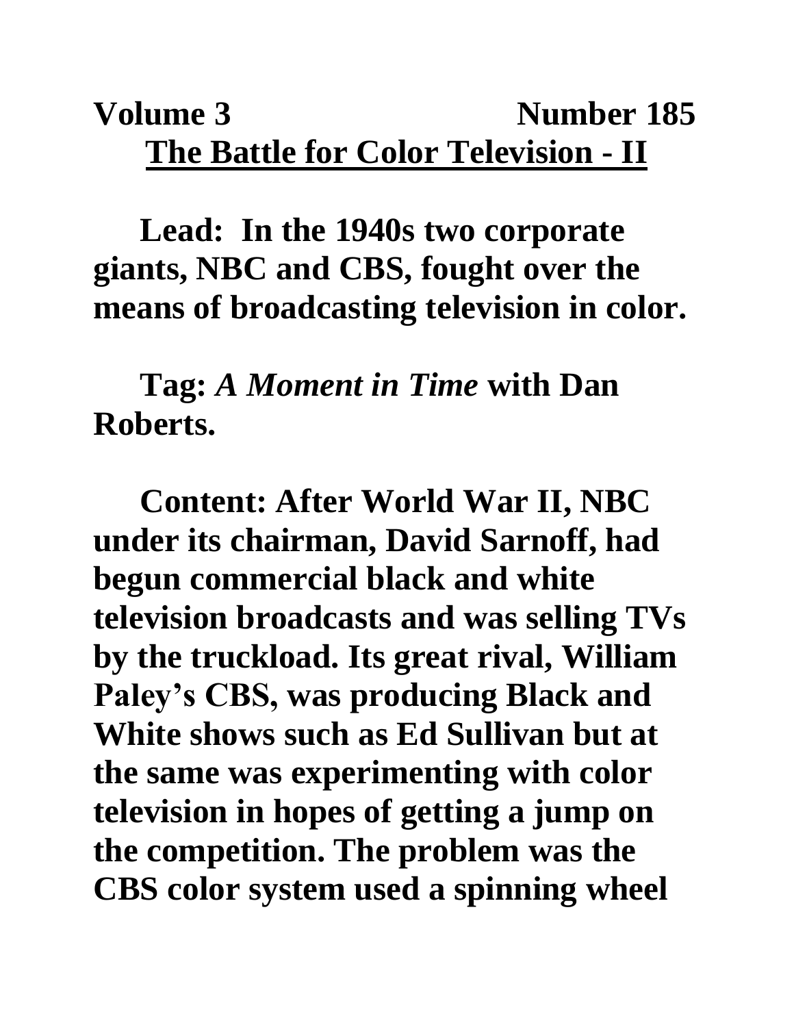**Volume 3 Number 185**

# The Battle for Color Television - II

**Lead: In the 1940s two corporate giants, NBC and CBS, fought over the means of broadcasting television in color.**

**Tag:** ***A Moment in Time*** **with Dan Roberts.**

**Content: After World War II, NBC under its chairman, David Sarnoff, had begun commercial black and white television broadcasts and was selling TVs by the truckload. Its great rival, William Paley's CBS, was producing Black and White shows such as Ed Sullivan but at the same was experimenting with color television in hopes of getting a jump on the competition. The problem was the CBS color system used a spinning wheel**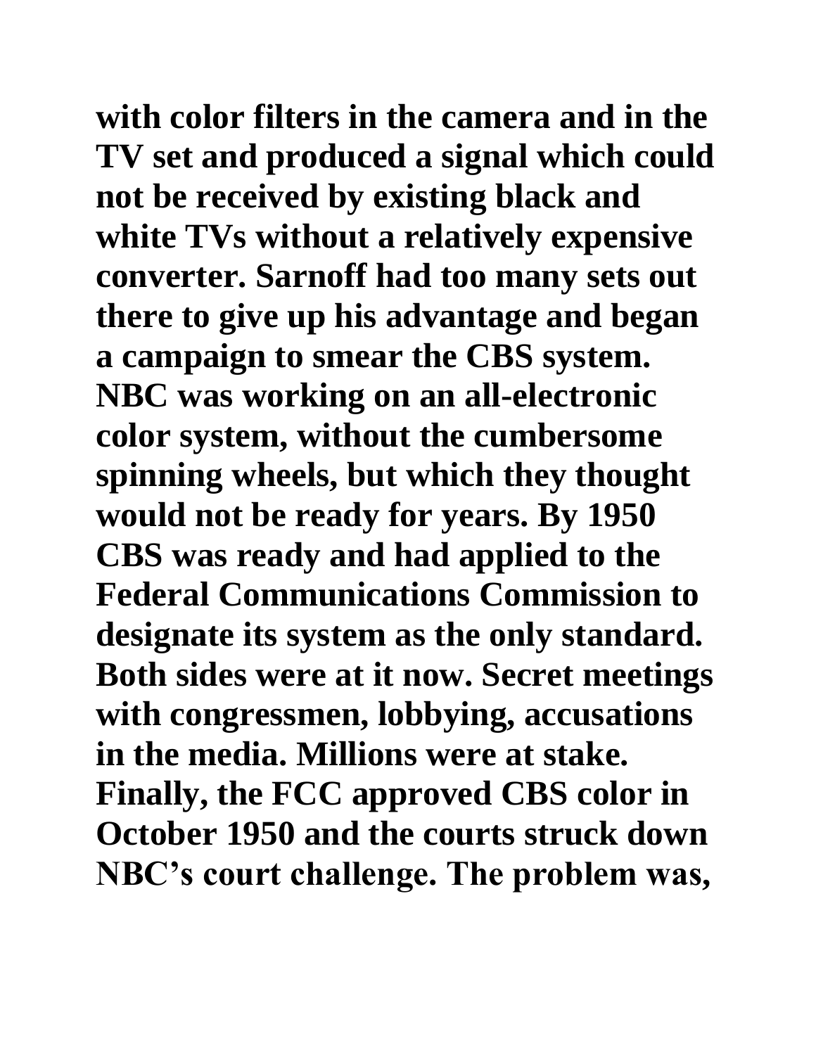**with color filters in the camera and in the TV set and produced a signal which could not be received by existing black and white TVs without a relatively expensive converter. Sarnoff had too many sets out there to give up his advantage and began a campaign to smear the CBS system. NBC was working on an all-electronic color system, without the cumbersome spinning wheels, but which they thought would not be ready for years. By 1950 CBS was ready and had applied to the Federal Communications Commission to designate its system as the only standard. Both sides were at it now. Secret meetings with congressmen, lobbying, accusations in the media. Millions were at stake. Finally, the FCC approved CBS color in October 1950 and the courts struck down NBC's court challenge. The problem was,**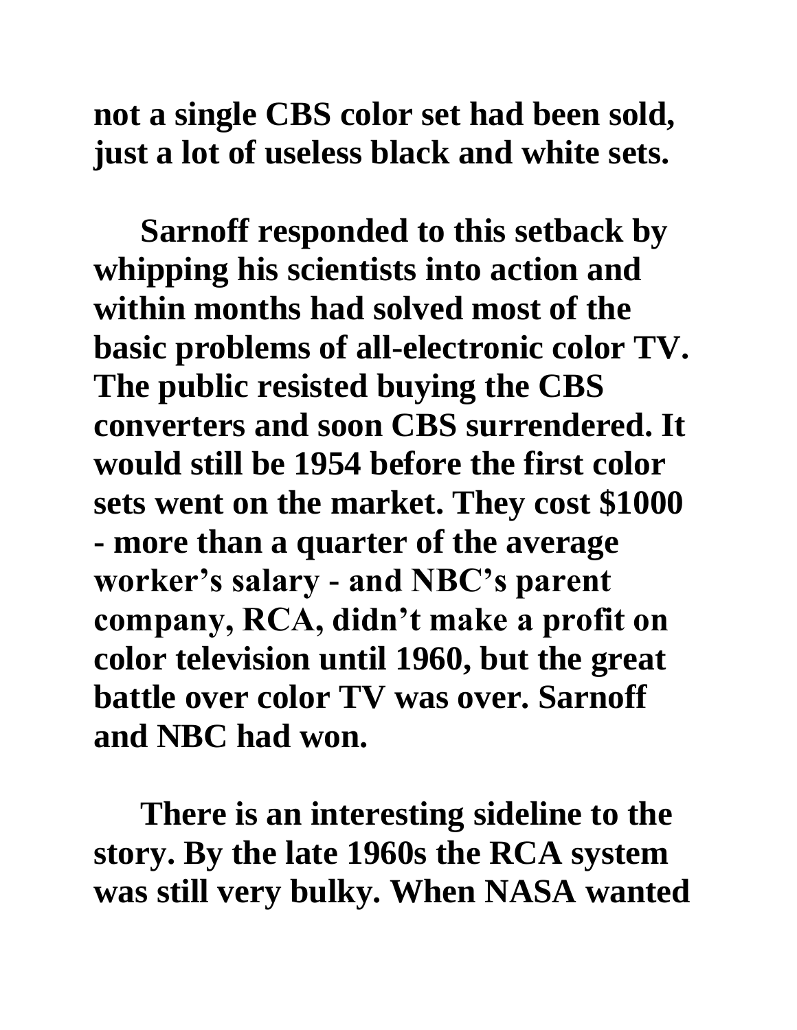**not a single CBS color set had been sold, just a lot of useless black and white sets.**

**Sarnoff responded to this setback by whipping his scientists into action and within months had solved most of the basic problems of all-electronic color TV. The public resisted buying the CBS converters and soon CBS surrendered. It would still be 1954 before the first color sets went on the market. They cost $1000 - more than a quarter of the average worker's salary - and NBC's parent company, RCA, didn't make a profit on color television until 1960, but the great battle over color TV was over. Sarnoff and NBC had won.**

**There is an interesting sideline to the story. By the late 1960s the RCA system was still very bulky. When NASA wanted**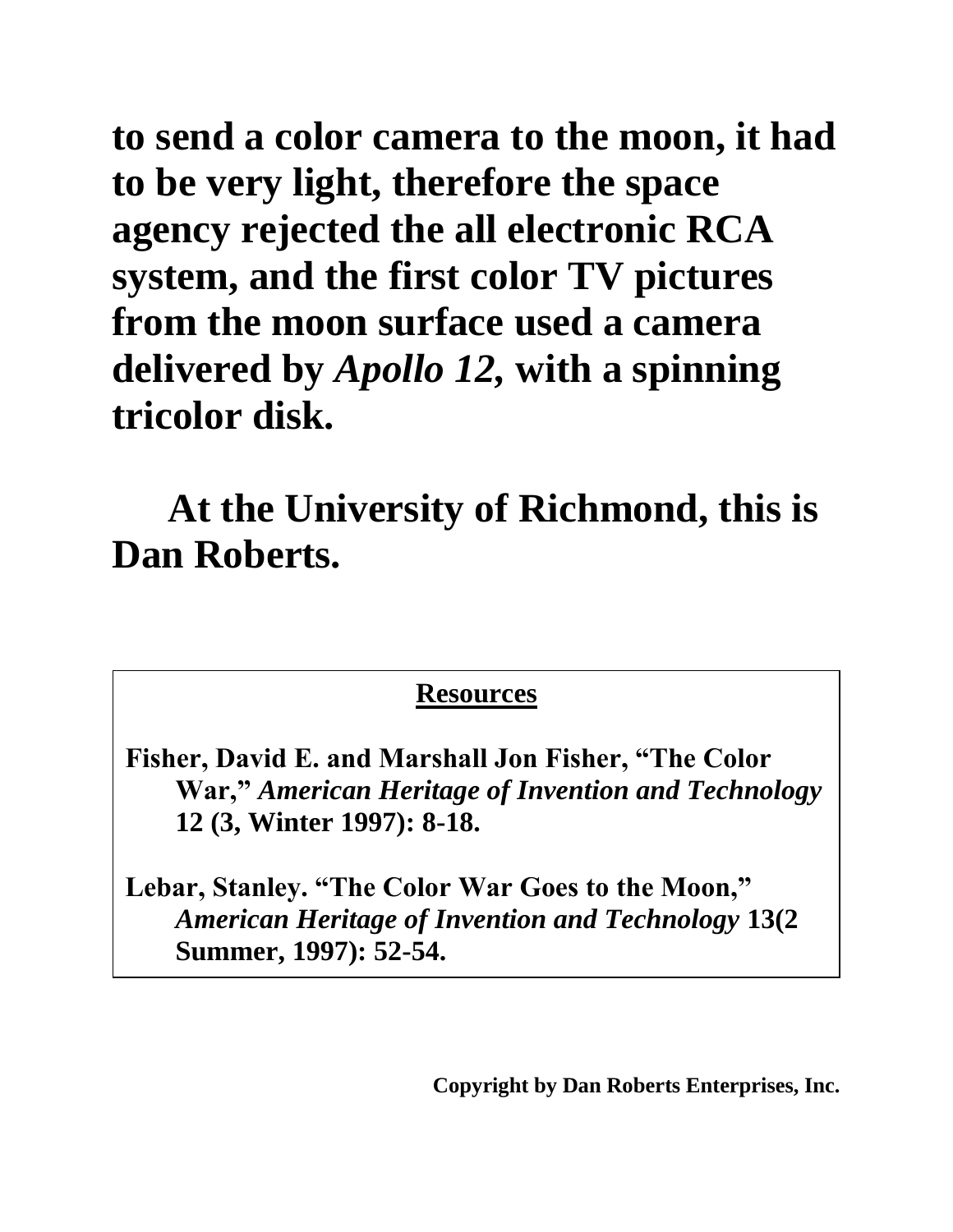**to send a color camera to the moon, it had to be very light, therefore the space agency rejected the all electronic RCA system, and the first color TV pictures from the moon surface used a camera delivered by *Apollo 12,* with a spinning tricolor disk.**

**At the University of Richmond, this is Dan Roberts.**

## Resources

**Fisher, David E. and Marshall Jon Fisher, "The Color War," *American Heritage of Invention and Technology* 12 (3, Winter 1997): 8-18.**

**Lebar, Stanley. "The Color War Goes to the Moon," *American Heritage of Invention and Technology* 13(2 Summer, 1997): 52-54.**

**Copyright by Dan Roberts Enterprises, Inc.**